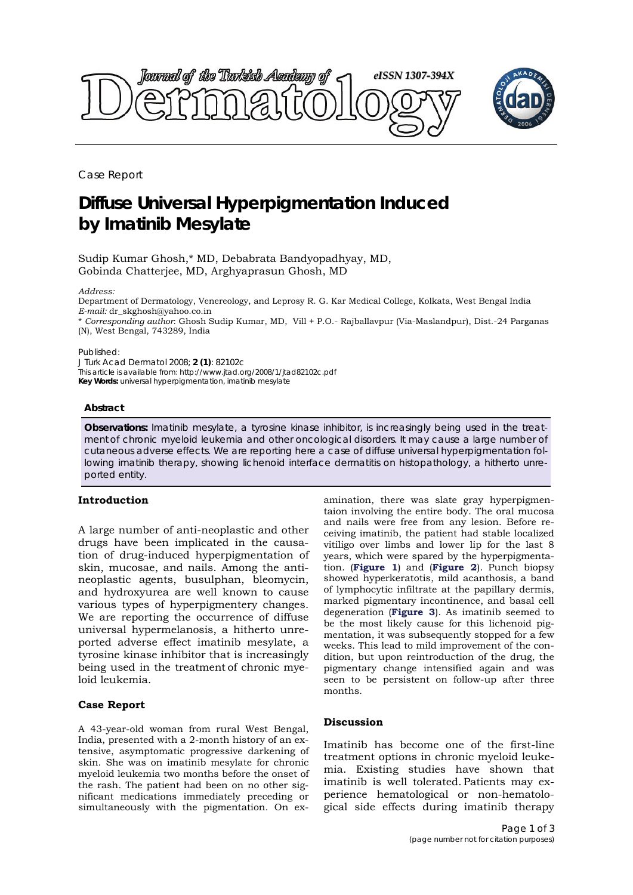Case Report

# Diffuse Universal Hyperpigmentation Induced by Imatinib Mesylate

Sudip Kumar Ghosh,* MD, Debabrata Bandyopadhyay, MD, Gobinda Chatterjee, MD, Arghyaprasun Ghosh, MD

*Address:*
Department of Dermatology, Venereology, and Leprosy R. G. Kar Medical College, Kolkata, West Bengal India
*E-mail:* dr_skghosh@yahoo.co.in
* *Corresponding author*: Ghosh Sudip Kumar, MD, Vill + P.O.- Rajballavpur (Via-Maslandpur), Dist.-24 Parganas (N), West Bengal, 743289, India

Published:
J Turk Acad Dermatol 2008; **2 (1)**: 82102c
This article is available from: http://www.jtad.org/2008/1/jtad82102c.pdf
**Key Words:** universal hyperpigmentation, imatinib mesylate

### Abstract

**Observations:** Imatinib mesylate, a tyrosine kinase inhibitor, is increasingly being used in the treatment of chronic myeloid leukemia and other oncological disorders. It may cause a large number of cutaneous adverse effects. We are reporting here a case of diffuse universal hyperpigmentation following imatinib therapy, showing lichenoid interface dermatitis on histopathology, a hitherto unreported entity.

## Introduction

A large number of anti-neoplastic and other drugs have been implicated in the causation of drug-induced hyperpigmentation of skin, mucosae, and nails. Among the anti-neoplastic agents, busulphan, bleomycin, and hydroxyurea are well known to cause various types of hyperpigmentery changes. We are reporting the occurrence of diffuse universal hypermelanosis, a hitherto unreported adverse effect imatinib mesylate, a tyrosine kinase inhibitor that is increasingly being used in the treatment of chronic myeloid leukemia.

## Case Report

A 43-year-old woman from rural West Bengal, India, presented with a 2-month history of an extensive, asymptomatic progressive darkening of skin. She was on imatinib mesylate for chronic myeloid leukemia two months before the onset of the rash. The patient had been on no other significant medications immediately preceding or simultaneously with the pigmentation. On examination, there was slate gray hyperpigmentaion involving the entire body. The oral mucosa and nails were free from any lesion. Before receiving imatinib, the patient had stable localized vitiligo over limbs and lower lip for the last 8 years, which were spared by the hyperpigmentation. (**Figure 1**) and (**Figure 2**). Punch biopsy showed hyperkeratotis, mild acanthosis, a band of lymphocytic infiltrate at the papillary dermis, marked pigmentary incontinence, and basal cell degeneration (**Figure 3**). As imatinib seemed to be the most likely cause for this lichenoid pigmentation, it was subsequently stopped for a few weeks. This lead to mild improvement of the condition, but upon reintroduction of the drug, the pigmentary change intensified again and was seen to be persistent on follow-up after three months.

## Discussion

Imatinib has become one of the first-line treatment options in chronic myeloid leukemia. Existing studies have shown that imatinib is well tolerated. Patients may experience hematological or non-hematological side effects during imatinib therapy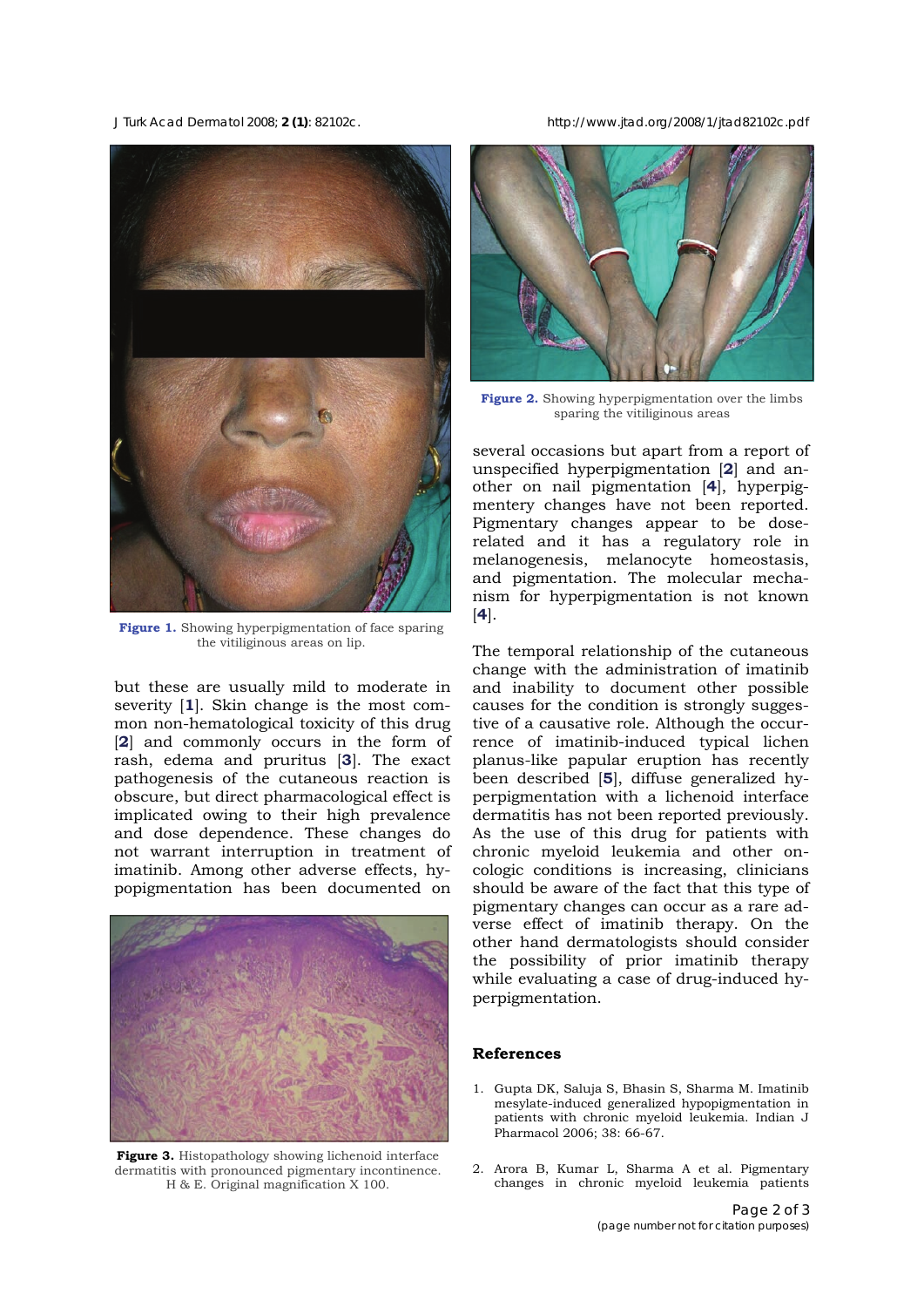**Figure 1.** Showing hyperpigmentation of face sparing the vitiliginous areas on lip.

but these are usually mild to moderate in severity [1]. Skin change is the most common non-hematological toxicity of this drug [2] and commonly occurs in the form of rash, edema and pruritus [3]. The exact pathogenesis of the cutaneous reaction is obscure, but direct pharmacological effect is implicated owing to their high prevalence and dose dependence. These changes do not warrant interruption in treatment of imatinib. Among other adverse effects, hypopigmentation has been documented on several occasions but apart from a report of unspecified hyperpigmentation [2] and another on nail pigmentation [4], hyperpigmentery changes have not been reported. Pigmentary changes appear to be dose-related and it has a regulatory role in melanogenesis, melanocyte homeostasis, and pigmentation. The molecular mechanism for hyperpigmentation is not known [4].

**Figure 3.** Histopathology showing lichenoid interface dermatitis with pronounced pigmentary incontinence. H & E. Original magnification X 100.

**Figure 2.** Showing hyperpigmentation over the limbs sparing the vitiliginous areas

The temporal relationship of the cutaneous change with the administration of imatinib and inability to document other possible causes for the condition is strongly suggestive of a causative role. Although the occurrence of imatinib-induced typical lichen planus-like papular eruption has recently been described [5], diffuse generalized hyperpigmentation with a lichenoid interface dermatitis has not been reported previously. As the use of this drug for patients with chronic myeloid leukemia and other oncologic conditions is increasing, clinicians should be aware of the fact that this type of pigmentary changes can occur as a rare adverse effect of imatinib therapy. On the other hand dermatologists should consider the possibility of prior imatinib therapy while evaluating a case of drug-induced hyperpigmentation.

## References

1. Gupta DK, Saluja S, Bhasin S, Sharma M. Imatinib mesylate-induced generalized hypopigmentation in patients with chronic myeloid leukemia. Indian J Pharmacol 2006; 38: 66-67.

2. Arora B, Kumar L, Sharma A et al. Pigmentary changes in chronic myeloid leukemia patients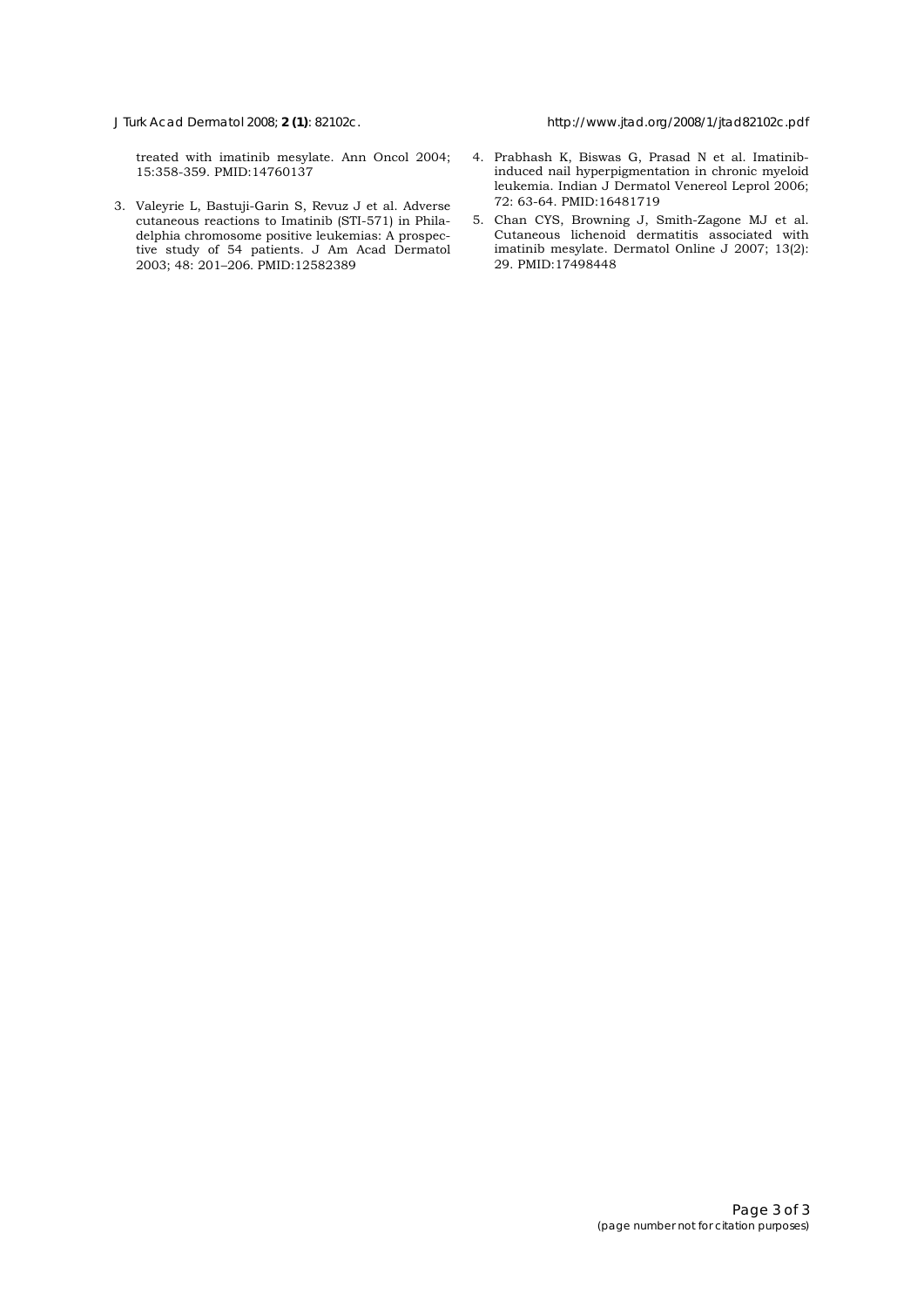treated with imatinib mesylate. Ann Oncol 2004; 15:358-359. PMID:14760137

3. Valeyrie L, Bastuji-Garin S, Revuz J et al. Adverse cutaneous reactions to Imatinib (STI-571) in Philadelphia chromosome positive leukemias: A prospective study of 54 patients. J Am Acad Dermatol 2003; 48: 201–206. PMID:12582389

4. Prabhash K, Biswas G, Prasad N et al. Imatinib-induced nail hyperpigmentation in chronic myeloid leukemia. Indian J Dermatol Venereol Leprol 2006; 72: 63-64. PMID:16481719

5. Chan CYS, Browning J, Smith-Zagone MJ et al. Cutaneous lichenoid dermatitis associated with imatinib mesylate. Dermatol Online J 2007; 13(2): 29. PMID:17498448